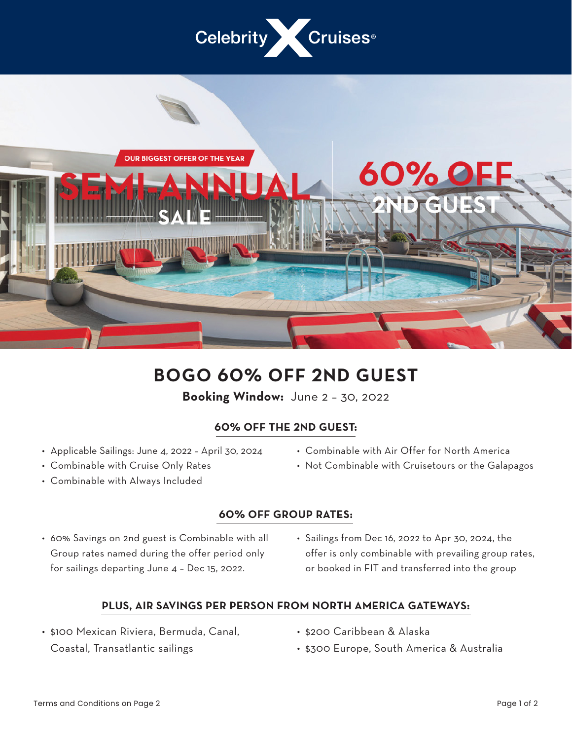Celebrity Cruises®

OUR BIGGEST OFFER OF THE YEAR

SEMI-ANNUAL SALE

60% OFF 2ND GUEST

# BOGO 60% OFF 2ND GUEST

**Booking Window:** June 2 – 30, 2022

## 60% OFF THE 2ND GUEST:

- Applicable Sailings: June 4, 2022 – April 30, 2024
- Combinable with Cruise Only Rates
- Combinable with Always Included
- Combinable with Air Offer for North America
- Not Combinable with Cruisetours or the Galapagos

## 60% OFF GROUP RATES:

- 60% Savings on 2nd guest is Combinable with all Group rates named during the offer period only for sailings departing June 4 – Dec 15, 2022.
- Sailings from Dec 16, 2022 to Apr 30, 2024, the offer is only combinable with prevailing group rates, or booked in FIT and transferred into the group

## PLUS, AIR SAVINGS PER PERSON FROM NORTH AMERICA GATEWAYS:

- $100 Mexican Riviera, Bermuda, Canal, Coastal, Transatlantic sailings
- $200 Caribbean & Alaska
- $300 Europe, South America & Australia

Terms and Conditions on Page 2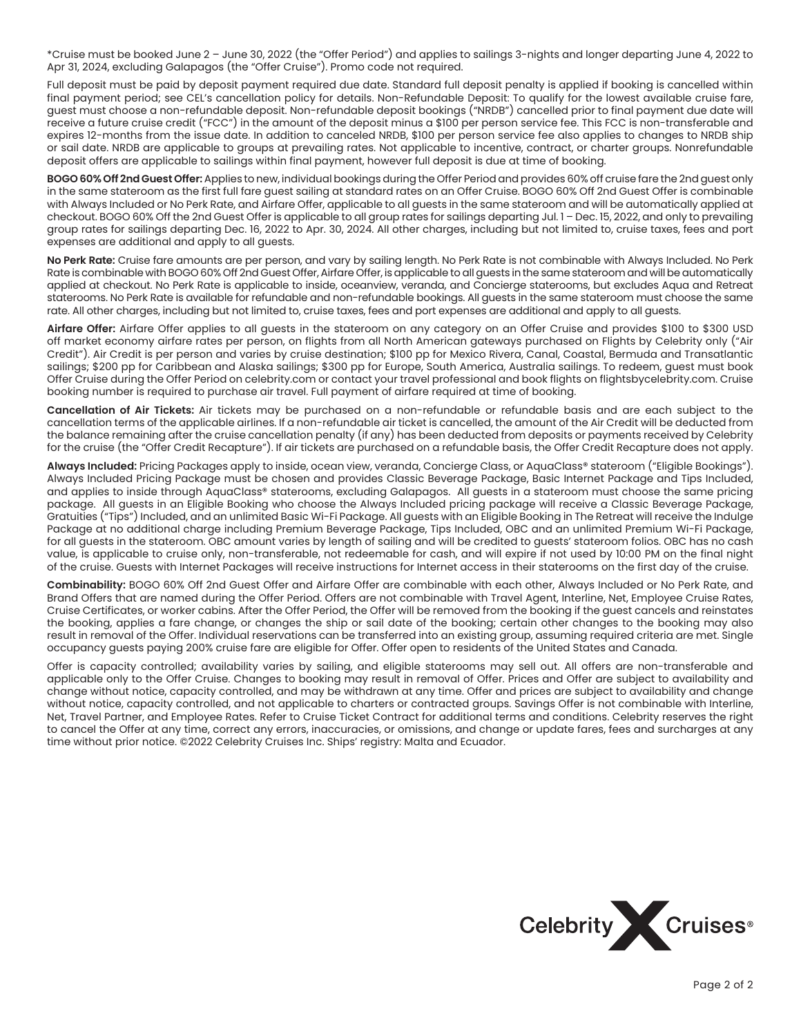*Cruise must be booked June 2 – June 30, 2022 (the "Offer Period") and applies to sailings 3-nights and longer departing June 4, 2022 to Apr 31, 2024, excluding Galapagos (the "Offer Cruise"). Promo code not required.

Full deposit must be paid by deposit payment required due date. Standard full deposit penalty is applied if booking is cancelled within final payment period; see CEL's cancellation policy for details. Non-Refundable Deposit: To qualify for the lowest available cruise fare, guest must choose a non-refundable deposit. Non-refundable deposit bookings ("NRDB") cancelled prior to final payment due date will receive a future cruise credit ("FCC") in the amount of the deposit minus a $100 per person service fee. This FCC is non-transferable and expires 12-months from the issue date. In addition to canceled NRDB, $100 per person service fee also applies to changes to NRDB ship or sail date. NRDB are applicable to groups at prevailing rates. Not applicable to incentive, contract, or charter groups. Nonrefundable deposit offers are applicable to sailings within final payment, however full deposit is due at time of booking.

**BOGO 60% Off 2nd Guest Offer:** Applies to new, individual bookings during the Offer Period and provides 60% off cruise fare the 2nd guest only in the same stateroom as the first full fare guest sailing at standard rates on an Offer Cruise. BOGO 60% Off 2nd Guest Offer is combinable with Always Included or No Perk Rate, and Airfare Offer, applicable to all guests in the same stateroom and will be automatically applied at checkout. BOGO 60% Off the 2nd Guest Offer is applicable to all group rates for sailings departing Jul. 1 – Dec. 15, 2022, and only to prevailing group rates for sailings departing Dec. 16, 2022 to Apr. 30, 2024. All other charges, including but not limited to, cruise taxes, fees and port expenses are additional and apply to all guests.

**No Perk Rate:** Cruise fare amounts are per person, and vary by sailing length. No Perk Rate is not combinable with Always Included. No Perk Rate is combinable with BOGO 60% Off 2nd Guest Offer, Airfare Offer, is applicable to all guests in the same stateroom and will be automatically applied at checkout. No Perk Rate is applicable to inside, oceanview, veranda, and Concierge staterooms, but excludes Aqua and Retreat staterooms. No Perk Rate is available for refundable and non-refundable bookings. All guests in the same stateroom must choose the same rate. All other charges, including but not limited to, cruise taxes, fees and port expenses are additional and apply to all guests.

**Airfare Offer:** Airfare Offer applies to all guests in the stateroom on any category on an Offer Cruise and provides $100 to $300 USD off market economy airfare rates per person, on flights from all North American gateways purchased on Flights by Celebrity only ("Air Credit"). Air Credit is per person and varies by cruise destination; $100 pp for Mexico Rivera, Canal, Coastal, Bermuda and Transatlantic sailings; $200 pp for Caribbean and Alaska sailings; $300 pp for Europe, South America, Australia sailings. To redeem, guest must book Offer Cruise during the Offer Period on celebrity.com or contact your travel professional and book flights on flightsbycelebrity.com. Cruise booking number is required to purchase air travel. Full payment of airfare required at time of booking.

**Cancellation of Air Tickets:** Air tickets may be purchased on a non-refundable or refundable basis and are each subject to the cancellation terms of the applicable airlines. If a non-refundable air ticket is cancelled, the amount of the Air Credit will be deducted from the balance remaining after the cruise cancellation penalty (if any) has been deducted from deposits or payments received by Celebrity for the cruise (the "Offer Credit Recapture"). If air tickets are purchased on a refundable basis, the Offer Credit Recapture does not apply.

**Always Included:** Pricing Packages apply to inside, ocean view, veranda, Concierge Class, or AquaClass® stateroom ("Eligible Bookings"). Always Included Pricing Package must be chosen and provides Classic Beverage Package, Basic Internet Package and Tips Included, and applies to inside through AquaClass® staterooms, excluding Galapagos. All guests in a stateroom must choose the same pricing package. All guests in an Eligible Booking who choose the Always Included pricing package will receive a Classic Beverage Package, Gratuities ("Tips") Included, and an unlimited Basic Wi-Fi Package. All guests with an Eligible Booking in The Retreat will receive the Indulge Package at no additional charge including Premium Beverage Package, Tips Included, OBC and an unlimited Premium Wi-Fi Package, for all guests in the stateroom. OBC amount varies by length of sailing and will be credited to guests' stateroom folios. OBC has no cash value, is applicable to cruise only, non-transferable, not redeemable for cash, and will expire if not used by 10:00 PM on the final night of the cruise. Guests with Internet Packages will receive instructions for Internet access in their staterooms on the first day of the cruise.

**Combinability:** BOGO 60% Off 2nd Guest Offer and Airfare Offer are combinable with each other, Always Included or No Perk Rate, and Brand Offers that are named during the Offer Period. Offers are not combinable with Travel Agent, Interline, Net, Employee Cruise Rates, Cruise Certificates, or worker cabins. After the Offer Period, the Offer will be removed from the booking if the guest cancels and reinstates the booking, applies a fare change, or changes the ship or sail date of the booking; certain other changes to the booking may also result in removal of the Offer. Individual reservations can be transferred into an existing group, assuming required criteria are met. Single occupancy guests paying 200% cruise fare are eligible for Offer. Offer open to residents of the United States and Canada.

Offer is capacity controlled; availability varies by sailing, and eligible staterooms may sell out. All offers are non-transferable and applicable only to the Offer Cruise. Changes to booking may result in removal of Offer. Prices and Offer are subject to availability and change without notice, capacity controlled, and may be withdrawn at any time. Offer and prices are subject to availability and change without notice, capacity controlled, and not applicable to charters or contracted groups. Savings Offer is not combinable with Interline, Net, Travel Partner, and Employee Rates. Refer to Cruise Ticket Contract for additional terms and conditions. Celebrity reserves the right to cancel the Offer at any time, correct any errors, inaccuracies, or omissions, and change or update fares, fees and surcharges at any time without prior notice. ©2022 Celebrity Cruises Inc. Ships' registry: Malta and Ecuador.

Celebrity Cruises®